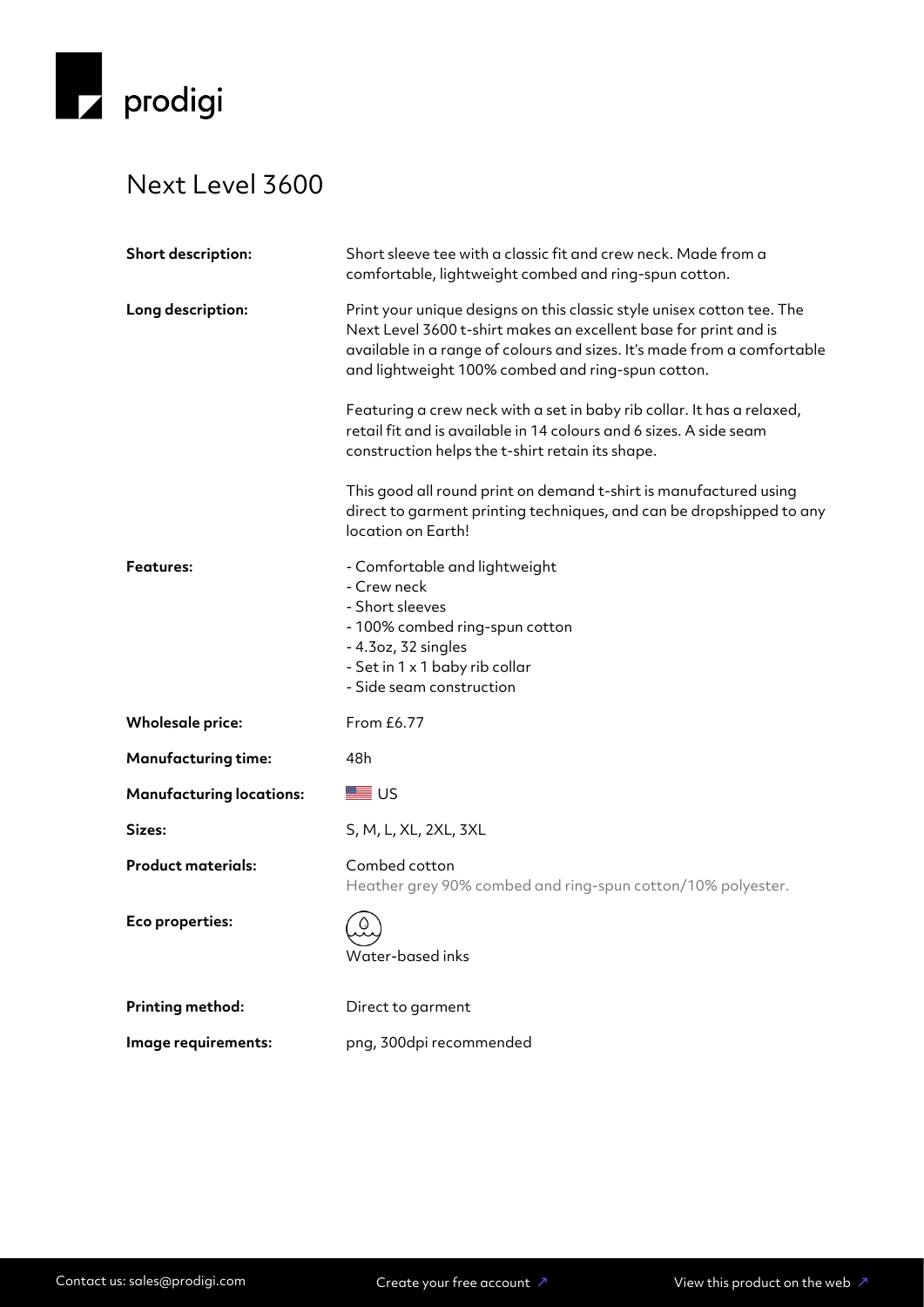prodigi

# Next Level 3600

| | |
|---|---|
| **Short description:** | Short sleeve tee with a classic fit and crew neck. Made from a comfortable, lightweight combed and ring-spun cotton. |
| **Long description:** | Print your unique designs on this classic style unisex cotton tee. The Next Level 3600 t-shirt makes an excellent base for print and is available in a range of colours and sizes. It's made from a comfortable and lightweight 100% combed and ring-spun cotton.<br><br>Featuring a crew neck with a set in baby rib collar. It has a relaxed, retail fit and is available in 14 colours and 6 sizes. A side seam construction helps the t-shirt retain its shape.<br><br>This good all round print on demand t-shirt is manufactured using direct to garment printing techniques, and can be dropshipped to any location on Earth! |
| **Features:** | - Comfortable and lightweight<br>- Crew neck<br>- Short sleeves<br>- 100% combed ring-spun cotton<br>- 4.3oz, 32 singles<br>- Set in 1 x 1 baby rib collar<br>- Side seam construction |
| **Wholesale price:** | From £6.77 |
| **Manufacturing time:** | 48h |
| **Manufacturing locations:** | US |
| **Sizes:** | S, M, L, XL, 2XL, 3XL |
| **Product materials:** | Combed cotton<br>Heather grey 90% combed and ring-spun cotton/10% polyester. |
| **Eco properties:** | Water-based inks |
| **Printing method:** | Direct to garment |
| **Image requirements:** | png, 300dpi recommended |

Contact us: sales@prodigi.com | Create your free account ↗ | View this product on the web ↗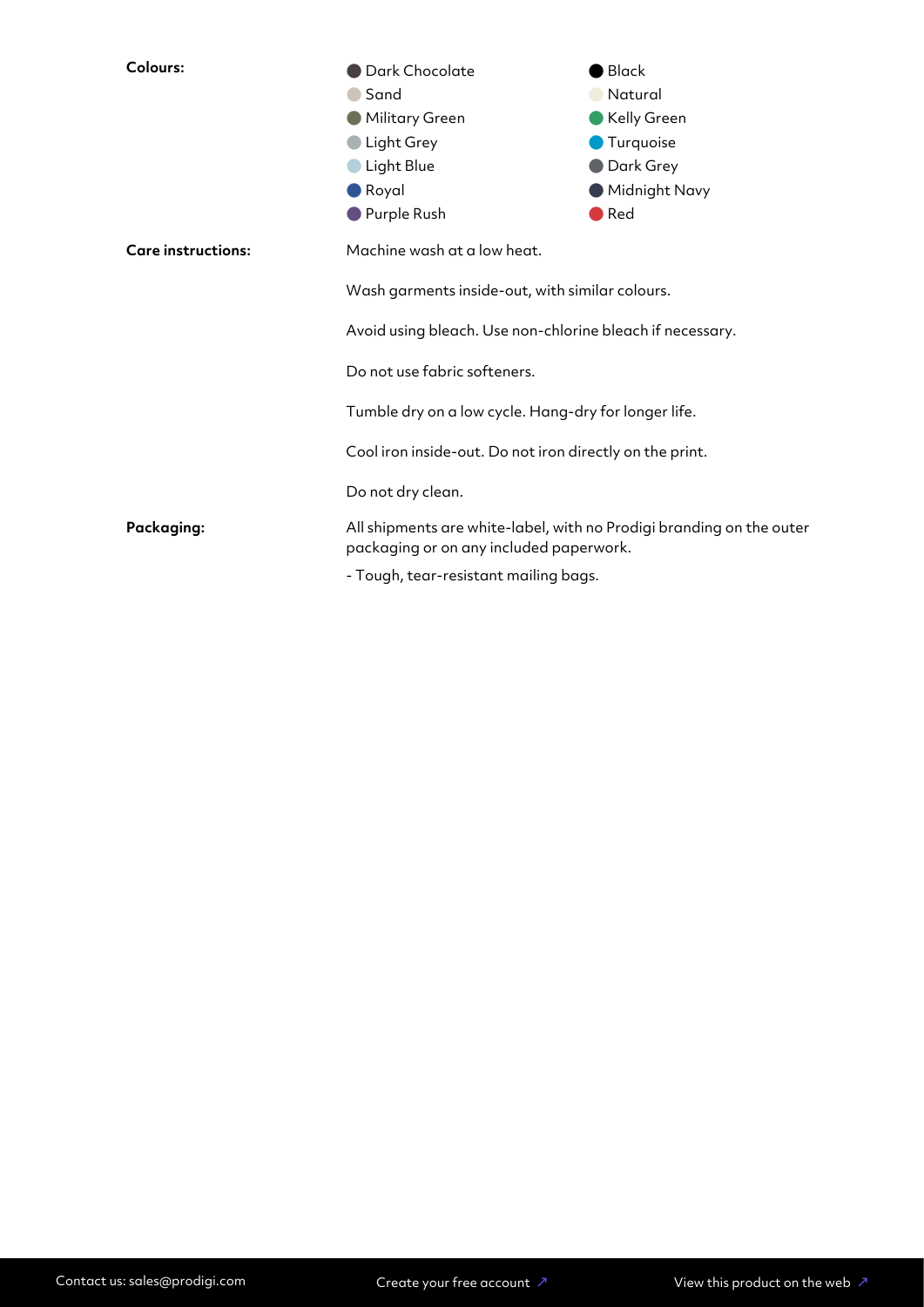**Colours:**

- Dark Chocolate
- Sand
- Military Green
- Light Grey
- Light Blue
- Royal
- Purple Rush
- Black
- Natural
- Kelly Green
- Turquoise
- Dark Grey
- Midnight Navy
- Red

**Care instructions:**

Machine wash at a low heat.

Wash garments inside-out, with similar colours.

Avoid using bleach. Use non-chlorine bleach if necessary.

Do not use fabric softeners.

Tumble dry on a low cycle. Hang-dry for longer life.

Cool iron inside-out. Do not iron directly on the print.

Do not dry clean.

**Packaging:**

All shipments are white-label, with no Prodigi branding on the outer packaging or on any included paperwork.

- Tough, tear-resistant mailing bags.

Contact us: sales@prodigi.com

Create your free account ↗

View this product on the web ↗